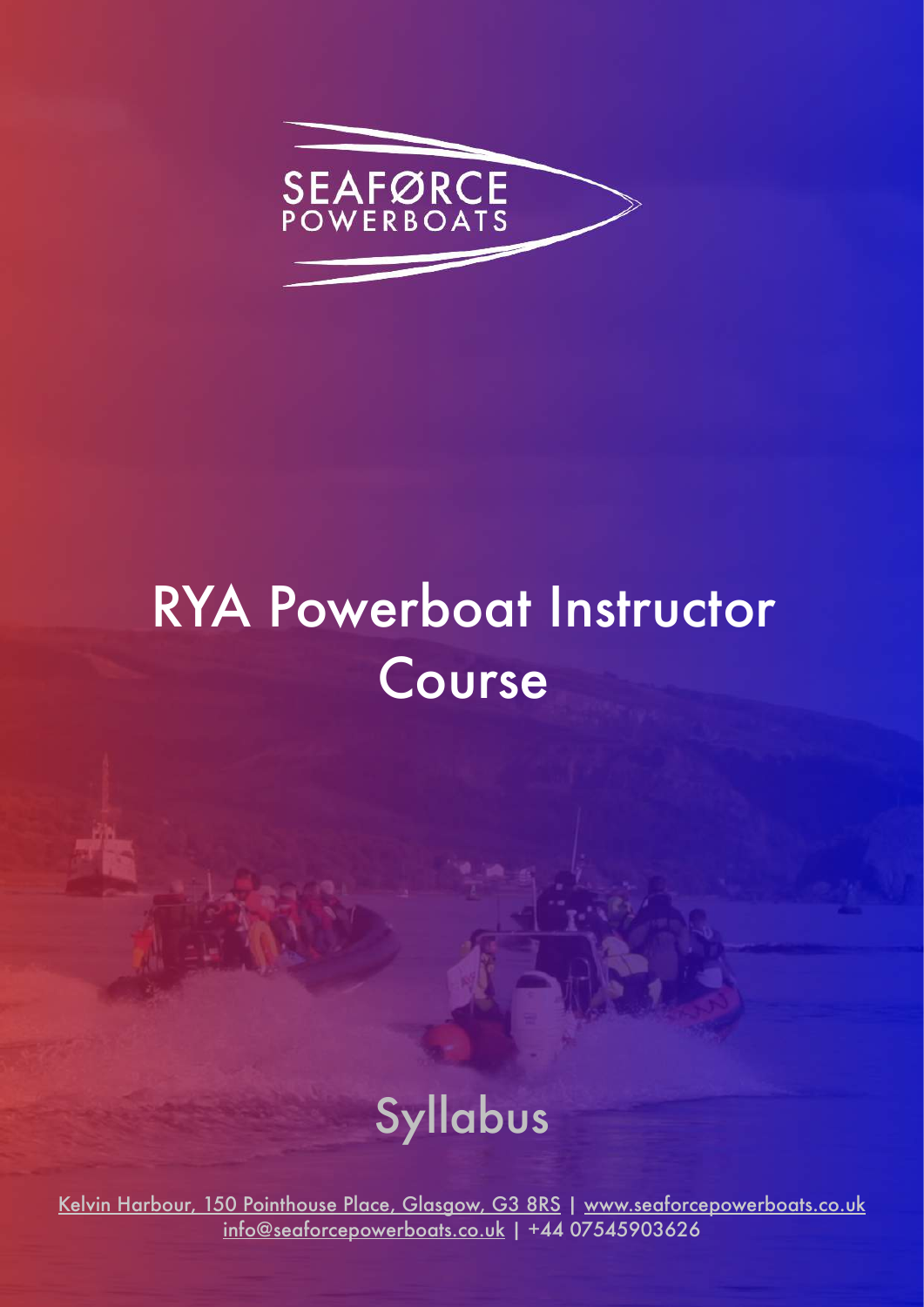SEAFØRCE
POWERBOATS

# RYA Powerboat Instructor Course

## Syllabus

Kelvin Harbour, 150 Pointhouse Place, Glasgow, G3 8RS | www.seaforcepowerboats.co.uk
info@seaforcepowerboats.co.uk | +44 07545903626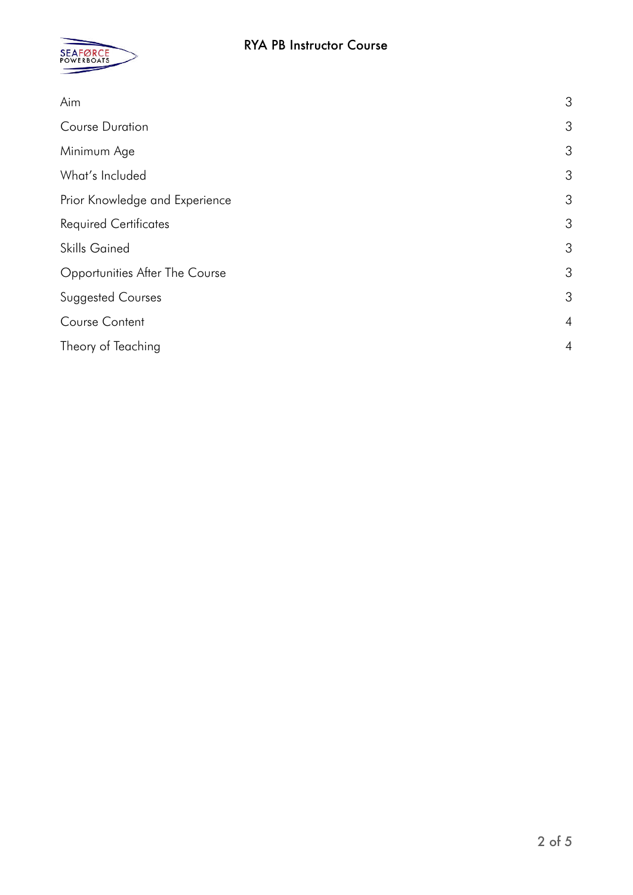| | |
|---|---|
| Aim | 3 |
| Course Duration | 3 |
| Minimum Age | 3 |
| What's Included | 3 |
| Prior Knowledge and Experience | 3 |
| Required Certificates | 3 |
| Skills Gained | 3 |
| Opportunities After The Course | 3 |
| Suggested Courses | 3 |
| Course Content | 4 |
| Theory of Teaching | 4 |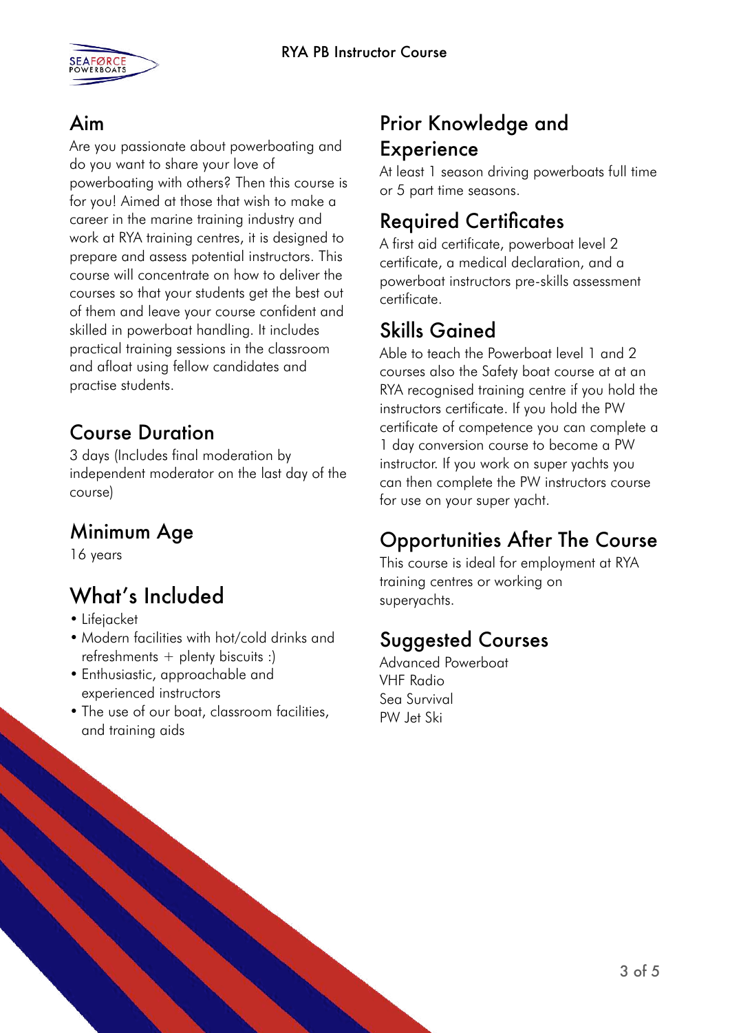## Aim

Are you passionate about powerboating and do you want to share your love of powerboating with others? Then this course is for you! Aimed at those that wish to make a career in the marine training industry and work at RYA training centres, it is designed to prepare and assess potential instructors. This course will concentrate on how to deliver the courses so that your students get the best out of them and leave your course confident and skilled in powerboat handling. It includes practical training sessions in the classroom and afloat using fellow candidates and practise students.

## Course Duration

3 days (Includes final moderation by independent moderator on the last day of the course)

## Minimum Age

16 years

## What's Included

- Lifejacket
- Modern facilities with hot/cold drinks and refreshments + plenty biscuits :)
- Enthusiastic, approachable and experienced instructors
- The use of our boat, classroom facilities, and training aids

## Prior Knowledge and Experience

At least 1 season driving powerboats full time or 5 part time seasons.

## Required Certificates

A first aid certificate, powerboat level 2 certificate, a medical declaration, and a powerboat instructors pre-skills assessment certificate.

## Skills Gained

Able to teach the Powerboat level 1 and 2 courses also the Safety boat course at at an RYA recognised training centre if you hold the instructors certificate. If you hold the PW certificate of competence you can complete a 1 day conversion course to become a PW instructor. If you work on super yachts you can then complete the PW instructors course for use on your super yacht.

## Opportunities After The Course

This course is ideal for employment at RYA training centres or working on superyachts.

## Suggested Courses

Advanced Powerboat
VHF Radio
Sea Survival
PW Jet Ski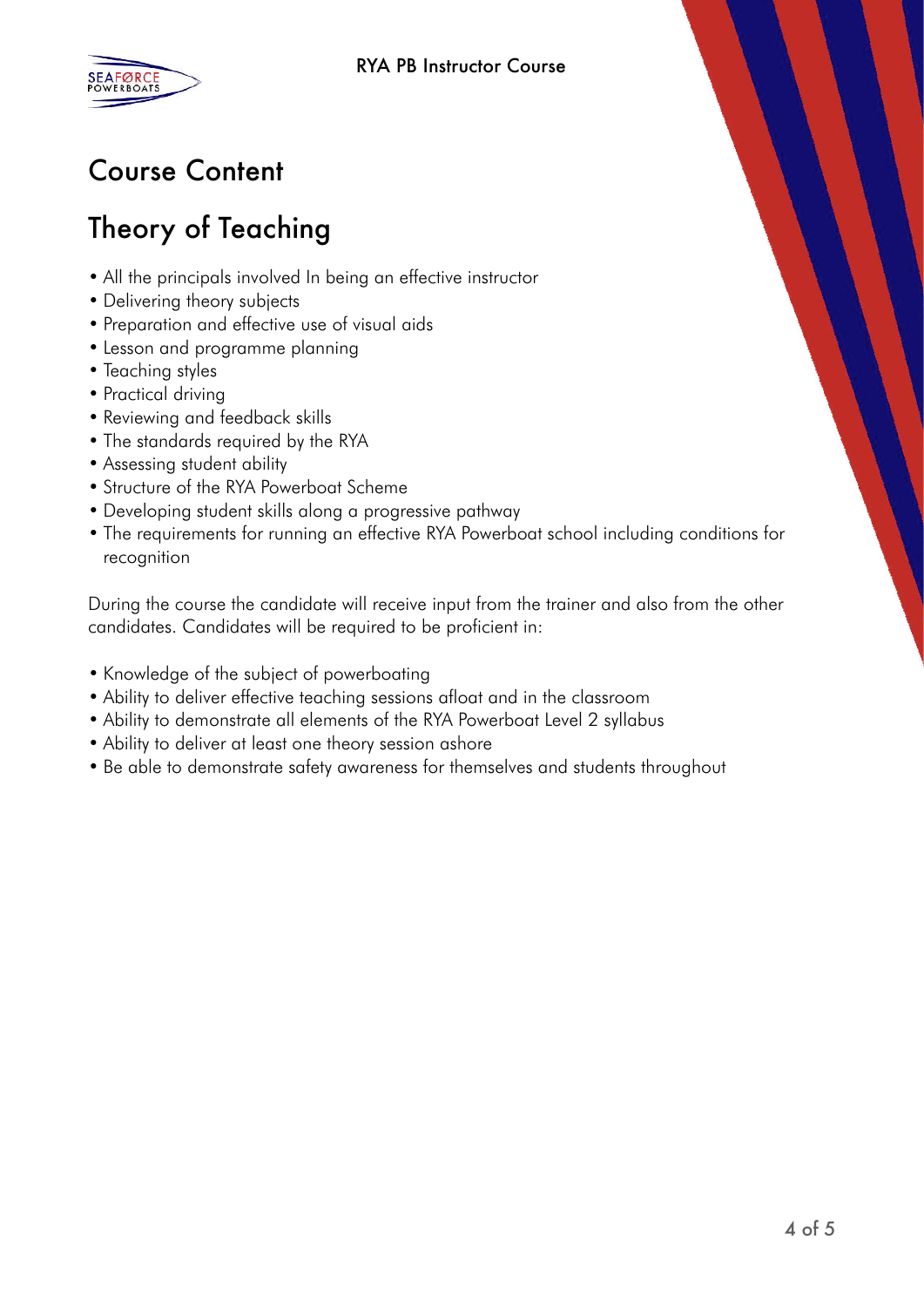# Course Content

## Theory of Teaching

- All the principals involved In being an effective instructor
- Delivering theory subjects
- Preparation and effective use of visual aids
- Lesson and programme planning
- Teaching styles
- Practical driving
- Reviewing and feedback skills
- The standards required by the RYA
- Assessing student ability
- Structure of the RYA Powerboat Scheme
- Developing student skills along a progressive pathway
- The requirements for running an effective RYA Powerboat school including conditions for recognition

During the course the candidate will receive input from the trainer and also from the other candidates. Candidates will be required to be proficient in:

- Knowledge of the subject of powerboating
- Ability to deliver effective teaching sessions afloat and in the classroom
- Ability to demonstrate all elements of the RYA Powerboat Level 2 syllabus
- Ability to deliver at least one theory session ashore
- Be able to demonstrate safety awareness for themselves and students throughout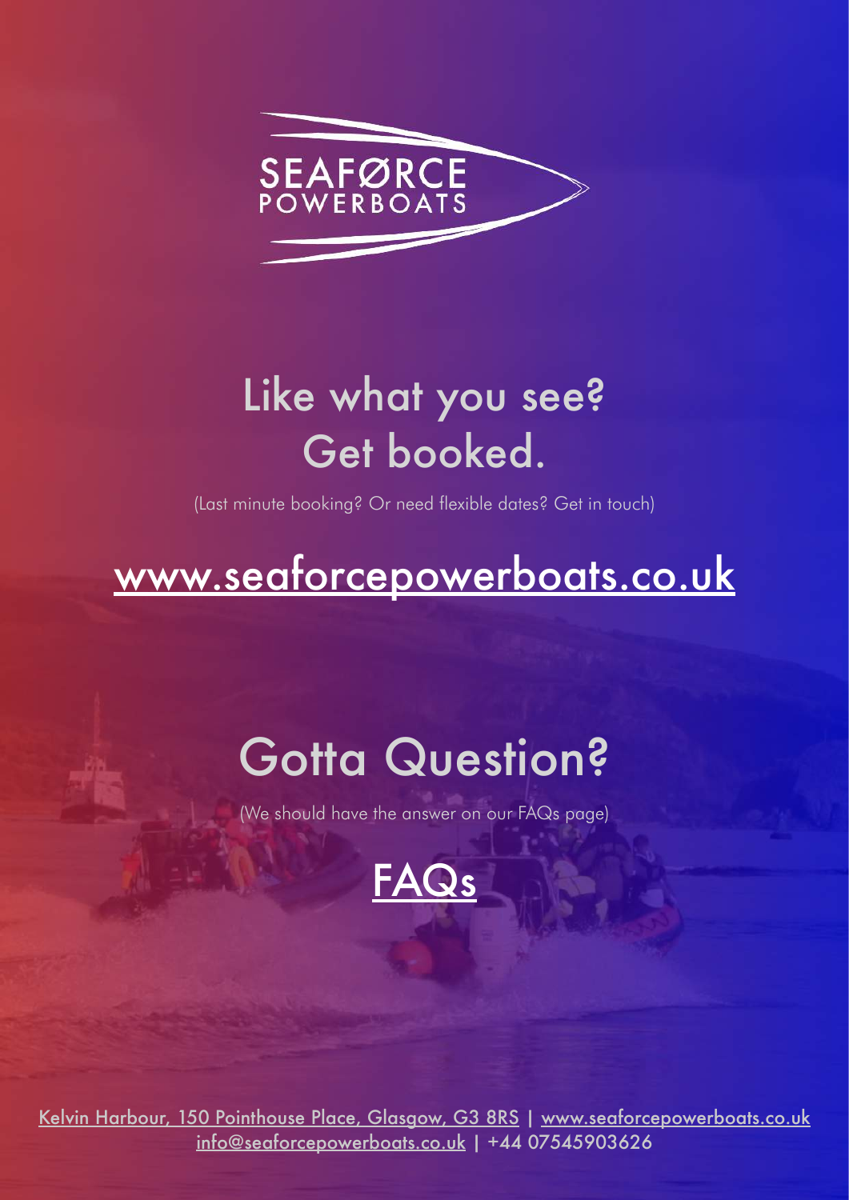SEAFØRCE
POWERBOATS

# Like what you see?
# Get booked.

(Last minute booking? Or need flexible dates? Get in touch)

## www.seaforcepowerboats.co.uk

# Gotta Question?

(We should have the answer on our FAQs page)

## FAQs

Kelvin Harbour, 150 Pointhouse Place, Glasgow, G3 8RS | www.seaforcepowerboats.co.uk
info@seaforcepowerboats.co.uk | +44 07545903626